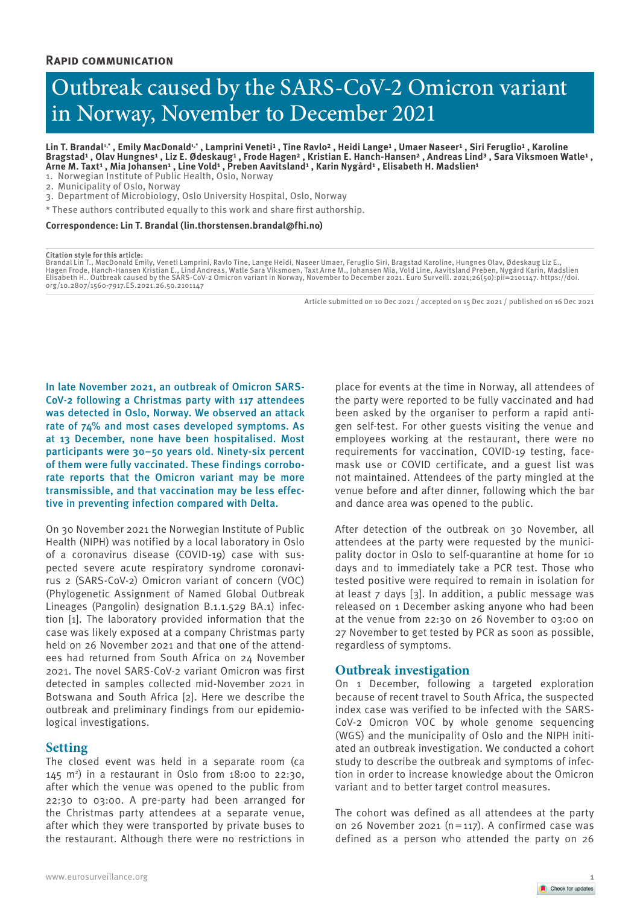**Rapid communication**

# Outbreak caused by the SARS-CoV-2 Omicron variant in Norway, November to December 2021

**Lin T. Brandal[1,*] , Emily MacDonald[1,*] , Lamprini Veneti[1] , Tine Ravlo[2] , Heidi Lange[1] , Umaer Naseer[1] , Siri Feruglio[1] , Karoline Bragstad[1] , Olav Hungnes[1] , Liz E. Ødeskaug[1] , Frode Hagen[2] , Kristian E. Hanch-Hansen[2] , Andreas Lind[3] , Sara Viksmoen Watle[1] , Arne M. Taxt[1] , Mia Johansen[1] , Line Vold[1] , Preben Aavitsland[1] , Karin Nygård[1] , Elisabeth H. Madslien[1]**

1. Norwegian Institute of Public Health, Oslo, Norway
2. Municipality of Oslo, Norway
3. Department of Microbiology, Oslo University Hospital, Oslo, Norway

\* These authors contributed equally to this work and share first authorship.

**Correspondence: Lin T. Brandal (lin.thorstensen.brandal@fhi.no)**

**Citation style for this article:**
Brandal Lin T., MacDonald Emily, Veneti Lamprini, Ravlo Tine, Lange Heidi, Naseer Umaer, Feruglio Siri, Bragstad Karoline, Hungnes Olav, Ødeskaug Liz E., Hagen Frode, Hanch-Hansen Kristian E., Lind Andreas, Watle Sara Viksmoen, Taxt Arne M., Johansen Mia, Vold Line, Aavitsland Preben, Nygård Karin, Madslien Elisabeth H.. Outbreak caused by the SARS-CoV-2 Omicron variant in Norway, November to December 2021. Euro Surveill. 2021;26(50):pii=2101147. https://doi.org/10.2807/1560-7917.ES.2021.26.50.2101147

Article submitted on 10 Dec 2021 / accepted on 15 Dec 2021 / published on 16 Dec 2021

In late November 2021, an outbreak of Omicron SARS-CoV-2 following a Christmas party with 117 attendees was detected in Oslo, Norway. We observed an attack rate of 74% and most cases developed symptoms. As at 13 December, none have been hospitalised. Most participants were 30–50 years old. Ninety-six percent of them were fully vaccinated. These findings corroborate reports that the Omicron variant may be more transmissible, and that vaccination may be less effective in preventing infection compared with Delta.

On 30 November 2021 the Norwegian Institute of Public Health (NIPH) was notified by a local laboratory in Oslo of a coronavirus disease (COVID-19) case with suspected severe acute respiratory syndrome coronavirus 2 (SARS-CoV-2) Omicron variant of concern (VOC) (Phylogenetic Assignment of Named Global Outbreak Lineages (Pangolin) designation B.1.1.529 BA.1) infection [1]. The laboratory provided information that the case was likely exposed at a company Christmas party held on 26 November 2021 and that one of the attendees had returned from South Africa on 24 November 2021. The novel SARS-CoV-2 variant Omicron was first detected in samples collected mid-November 2021 in Botswana and South Africa [2]. Here we describe the outbreak and preliminary findings from our epidemiological investigations.

## Setting

The closed event was held in a separate room (ca 145 m$^2$) in a restaurant in Oslo from 18:00 to 22:30, after which the venue was opened to the public from 22:30 to 03:00. A pre-party had been arranged for the Christmas party attendees at a separate venue, after which they were transported by private buses to the restaurant. Although there were no restrictions in place for events at the time in Norway, all attendees of the party were reported to be fully vaccinated and had been asked by the organiser to perform a rapid antigen self-test. For other guests visiting the venue and employees working at the restaurant, there were no requirements for vaccination, COVID-19 testing, facemask use or COVID certificate, and a guest list was not maintained. Attendees of the party mingled at the venue before and after dinner, following which the bar and dance area was opened to the public.

After detection of the outbreak on 30 November, all attendees at the party were requested by the municipality doctor in Oslo to self-quarantine at home for 10 days and to immediately take a PCR test. Those who tested positive were required to remain in isolation for at least 7 days [3]. In addition, a public message was released on 1 December asking anyone who had been at the venue from 22:30 on 26 November to 03:00 on 27 November to get tested by PCR as soon as possible, regardless of symptoms.

## Outbreak investigation

On 1 December, following a targeted exploration because of recent travel to South Africa, the suspected index case was verified to be infected with the SARS-CoV-2 Omicron VOC by whole genome sequencing (WGS) and the municipality of Oslo and the NIPH initiated an outbreak investigation. We conducted a cohort study to describe the outbreak and symptoms of infection in order to increase knowledge about the Omicron variant and to better target control measures.

The cohort was defined as all attendees at the party on 26 November 2021 (n = 117). A confirmed case was defined as a person who attended the party on 26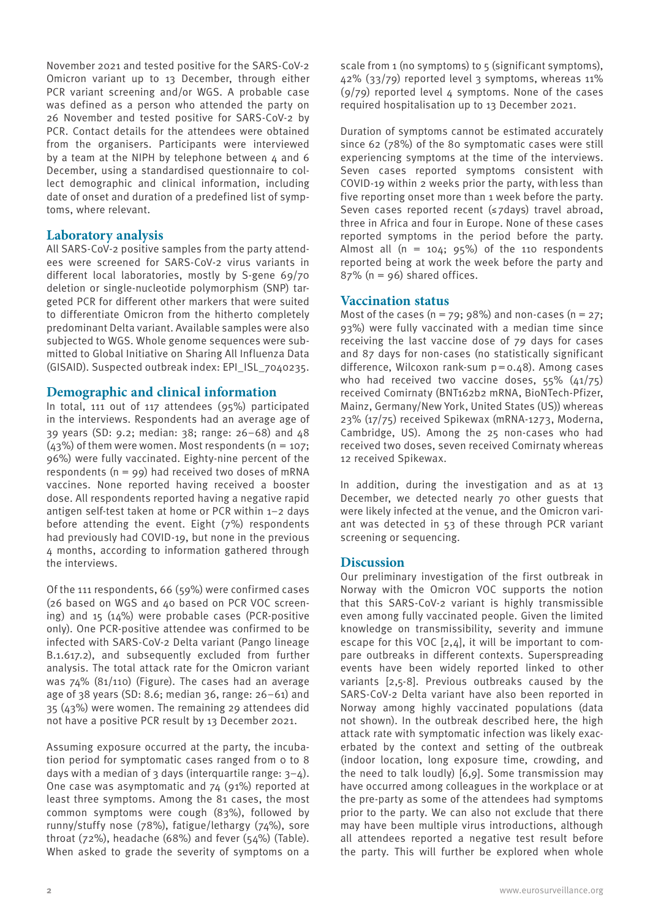November 2021 and tested positive for the SARS-CoV-2 Omicron variant up to 13 December, through either PCR variant screening and/or WGS. A probable case was defined as a person who attended the party on 26 November and tested positive for SARS-CoV-2 by PCR. Contact details for the attendees were obtained from the organisers. Participants were interviewed by a team at the NIPH by telephone between 4 and 6 December, using a standardised questionnaire to collect demographic and clinical information, including date of onset and duration of a predefined list of symptoms, where relevant.

## Laboratory analysis

All SARS-CoV-2 positive samples from the party attendees were screened for SARS-CoV-2 virus variants in different local laboratories, mostly by S-gene 69/70 deletion or single-nucleotide polymorphism (SNP) targeted PCR for different other markers that were suited to differentiate Omicron from the hitherto completely predominant Delta variant. Available samples were also subjected to WGS. Whole genome sequences were submitted to Global Initiative on Sharing All Influenza Data (GISAID). Suspected outbreak index: EPI_ISL_7040235.

## Demographic and clinical information

In total, 111 out of 117 attendees (95%) participated in the interviews. Respondents had an average age of 39 years (SD: 9.2; median: 38; range: 26–68) and 48 (43%) of them were women. Most respondents (n = 107; 96%) were fully vaccinated. Eighty-nine percent of the respondents (n = 99) had received two doses of mRNA vaccines. None reported having received a booster dose. All respondents reported having a negative rapid antigen self-test taken at home or PCR within 1–2 days before attending the event. Eight (7%) respondents had previously had COVID-19, but none in the previous 4 months, according to information gathered through the interviews.

Of the 111 respondents, 66 (59%) were confirmed cases (26 based on WGS and 40 based on PCR VOC screening) and 15 (14%) were probable cases (PCR-positive only). One PCR-positive attendee was confirmed to be infected with SARS-CoV-2 Delta variant (Pango lineage B.1.617.2), and subsequently excluded from further analysis. The total attack rate for the Omicron variant was 74% (81/110) (Figure). The cases had an average age of 38 years (SD: 8.6; median 36, range: 26–61) and 35 (43%) were women. The remaining 29 attendees did not have a positive PCR result by 13 December 2021.

Assuming exposure occurred at the party, the incubation period for symptomatic cases ranged from 0 to 8 days with a median of 3 days (interquartile range: 3–4). One case was asymptomatic and 74 (91%) reported at least three symptoms. Among the 81 cases, the most common symptoms were cough (83%), followed by runny/stuffy nose (78%), fatigue/lethargy (74%), sore throat (72%), headache (68%) and fever (54%) (Table). When asked to grade the severity of symptoms on a scale from 1 (no symptoms) to 5 (significant symptoms), 42% (33/79) reported level 3 symptoms, whereas 11% (9/79) reported level 4 symptoms. None of the cases required hospitalisation up to 13 December 2021.

Duration of symptoms cannot be estimated accurately since 62 (78%) of the 80 symptomatic cases were still experiencing symptoms at the time of the interviews. Seven cases reported symptoms consistent with COVID-19 within 2 weeks prior the party, with less than five reporting onset more than 1 week before the party. Seven cases reported recent (≤7days) travel abroad, three in Africa and four in Europe. None of these cases reported symptoms in the period before the party. Almost all (n = 104; 95%) of the 110 respondents reported being at work the week before the party and 87% (n = 96) shared offices.

## Vaccination status

Most of the cases (n = 79; 98%) and non-cases (n = 27; 93%) were fully vaccinated with a median time since receiving the last vaccine dose of 79 days for cases and 87 days for non-cases (no statistically significant difference, Wilcoxon rank-sum $p = 0.48$). Among cases who had received two vaccine doses, 55% (41/75) received Comirnaty (BNT162b2 mRNA, BioNTech-Pfizer, Mainz, Germany/New York, United States (US)) whereas 23% (17/75) received Spikewax (mRNA-1273, Moderna, Cambridge, US). Among the 25 non-cases who had received two doses, seven received Comirnaty whereas 12 received Spikewax.

In addition, during the investigation and as at 13 December, we detected nearly 70 other guests that were likely infected at the venue, and the Omicron variant was detected in 53 of these through PCR variant screening or sequencing.

## Discussion

Our preliminary investigation of the first outbreak in Norway with the Omicron VOC supports the notion that this SARS-CoV-2 variant is highly transmissible even among fully vaccinated people. Given the limited knowledge on transmissibility, severity and immune escape for this VOC [2,4], it will be important to compare outbreaks in different contexts. Superspreading events have been widely reported linked to other variants [2,5-8]. Previous outbreaks caused by the SARS-CoV-2 Delta variant have also been reported in Norway among highly vaccinated populations (data not shown). In the outbreak described here, the high attack rate with symptomatic infection was likely exacerbated by the context and setting of the outbreak (indoor location, long exposure time, crowding, and the need to talk loudly) [6,9]. Some transmission may have occurred among colleagues in the workplace or at the pre-party as some of the attendees had symptoms prior to the party. We can also not exclude that there may have been multiple virus introductions, although all attendees reported a negative test result before the party. This will further be explored when whole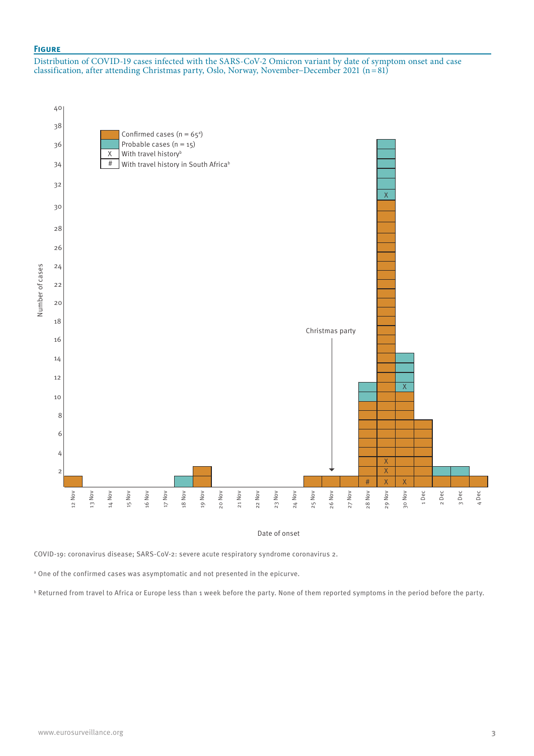**Figure**

Distribution of COVID-19 cases infected with the SARS-CoV-2 Omicron variant by date of symptom onset and case classification, after attending Christmas party, Oslo, Norway, November–December 2021 (n = 81)

COVID-19: coronavirus disease; SARS-CoV-2: severe acute respiratory syndrome coronavirus 2.

[a] One of the confirmed cases was asymptomatic and not presented in the epicurve.

[b] Returned from travel to Africa or Europe less than 1 week before the party. None of them reported symptoms in the period before the party.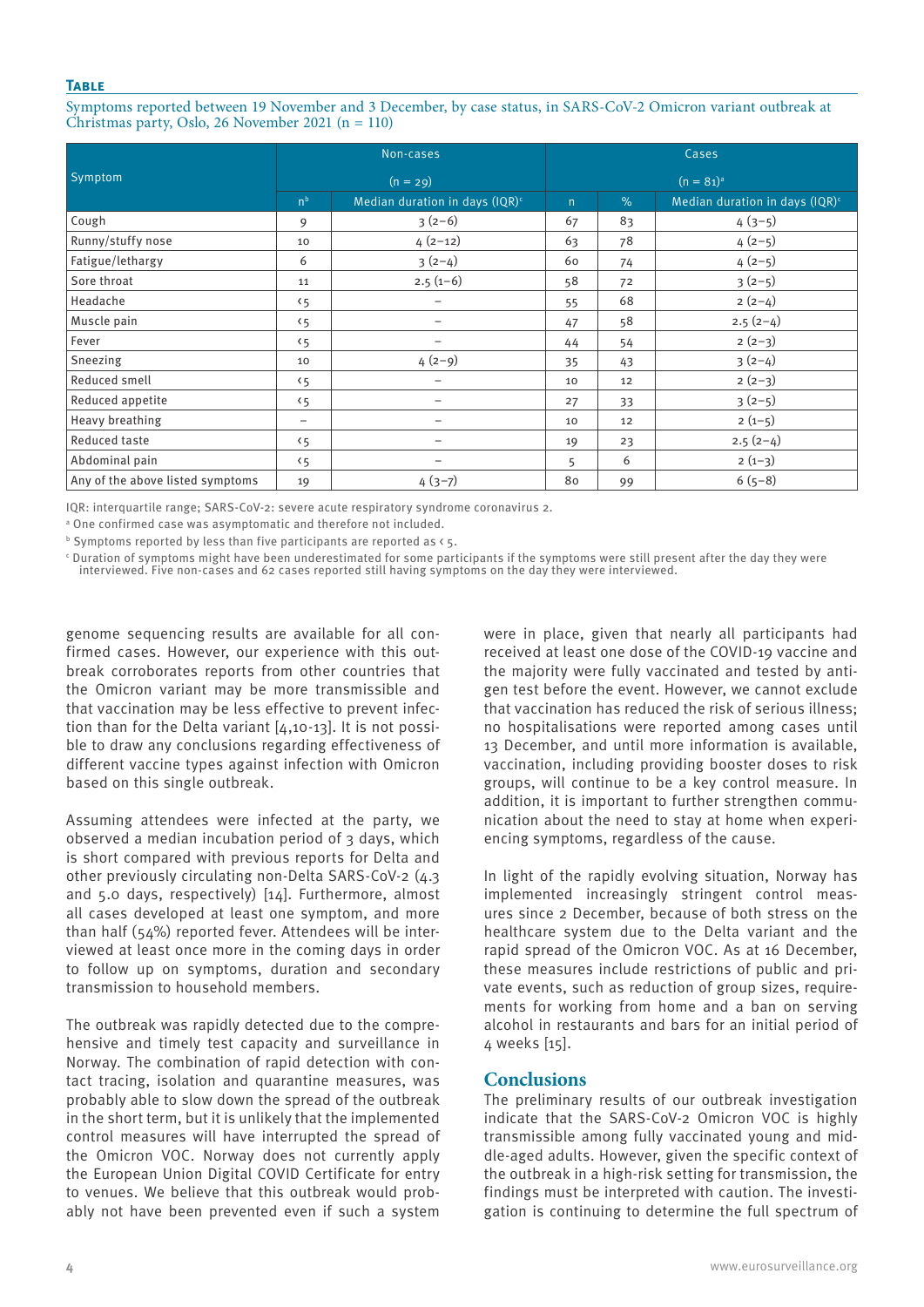**Table**

Symptoms reported between 19 November and 3 December, by case status, in SARS-CoV-2 Omicron variant outbreak at Christmas party, Oslo, 26 November 2021 (n = 110)

| Symptom | Non-cases (n = 29) | | Cases (n = 81)[a] | | |
|---|---|---|---|---|---|
| | n[b] | Median duration in days (IQR)[c] | n | % | Median duration in days (IQR)[c] |
| Cough | 9 | 3 (2–6) | 67 | 83 | 4 (3–5) |
| Runny/stuffy nose | 10 | 4 (2–12) | 63 | 78 | 4 (2–5) |
| Fatigue/lethargy | 6 | 3 (2–4) | 60 | 74 | 4 (2–5) |
| Sore throat | 11 | 2.5 (1–6) | 58 | 72 | 3 (2–5) |
| Headache | < 5 | – | 55 | 68 | 2 (2–4) |
| Muscle pain | < 5 | – | 47 | 58 | 2.5 (2–4) |
| Fever | < 5 | – | 44 | 54 | 2 (2–3) |
| Sneezing | 10 | 4 (2–9) | 35 | 43 | 3 (2–4) |
| Reduced smell | < 5 | – | 10 | 12 | 2 (2–3) |
| Reduced appetite | < 5 | – | 27 | 33 | 3 (2–5) |
| Heavy breathing | – | – | 10 | 12 | 2 (1–5) |
| Reduced taste | < 5 | – | 19 | 23 | 2.5 (2–4) |
| Abdominal pain | < 5 | – | 5 | 6 | 2 (1–3) |
| Any of the above listed symptoms | 19 | 4 (3–7) | 80 | 99 | 6 (5–8) |

IQR: interquartile range; SARS-CoV-2: severe acute respiratory syndrome coronavirus 2.

[a] One confirmed case was asymptomatic and therefore not included.

[b] Symptoms reported by less than five participants are reported as < 5.

[c] Duration of symptoms might have been underestimated for some participants if the symptoms were still present after the day they were interviewed. Five non-cases and 62 cases reported still having symptoms on the day they were interviewed.

genome sequencing results are available for all confirmed cases. However, our experience with this outbreak corroborates reports from other countries that the Omicron variant may be more transmissible and that vaccination may be less effective to prevent infection than for the Delta variant [4,10-13]. It is not possible to draw any conclusions regarding effectiveness of different vaccine types against infection with Omicron based on this single outbreak.

Assuming attendees were infected at the party, we observed a median incubation period of 3 days, which is short compared with previous reports for Delta and other previously circulating non-Delta SARS-CoV-2 (4.3 and 5.0 days, respectively) [14]. Furthermore, almost all cases developed at least one symptom, and more than half (54%) reported fever. Attendees will be interviewed at least once more in the coming days in order to follow up on symptoms, duration and secondary transmission to household members.

The outbreak was rapidly detected due to the comprehensive and timely test capacity and surveillance in Norway. The combination of rapid detection with contact tracing, isolation and quarantine measures, was probably able to slow down the spread of the outbreak in the short term, but it is unlikely that the implemented control measures will have interrupted the spread of the Omicron VOC. Norway does not currently apply the European Union Digital COVID Certificate for entry to venues. We believe that this outbreak would probably not have been prevented even if such a system were in place, given that nearly all participants had received at least one dose of the COVID-19 vaccine and the majority were fully vaccinated and tested by antigen test before the event. However, we cannot exclude that vaccination has reduced the risk of serious illness; no hospitalisations were reported among cases until 13 December, and until more information is available, vaccination, including providing booster doses to risk groups, will continue to be a key control measure. In addition, it is important to further strengthen communication about the need to stay at home when experiencing symptoms, regardless of the cause.

In light of the rapidly evolving situation, Norway has implemented increasingly stringent control measures since 2 December, because of both stress on the healthcare system due to the Delta variant and the rapid spread of the Omicron VOC. As at 16 December, these measures include restrictions of public and private events, such as reduction of group sizes, requirements for working from home and a ban on serving alcohol in restaurants and bars for an initial period of 4 weeks [15].

## Conclusions

The preliminary results of our outbreak investigation indicate that the SARS-CoV-2 Omicron VOC is highly transmissible among fully vaccinated young and middle-aged adults. However, given the specific context of the outbreak in a high-risk setting for transmission, the findings must be interpreted with caution. The investigation is continuing to determine the full spectrum of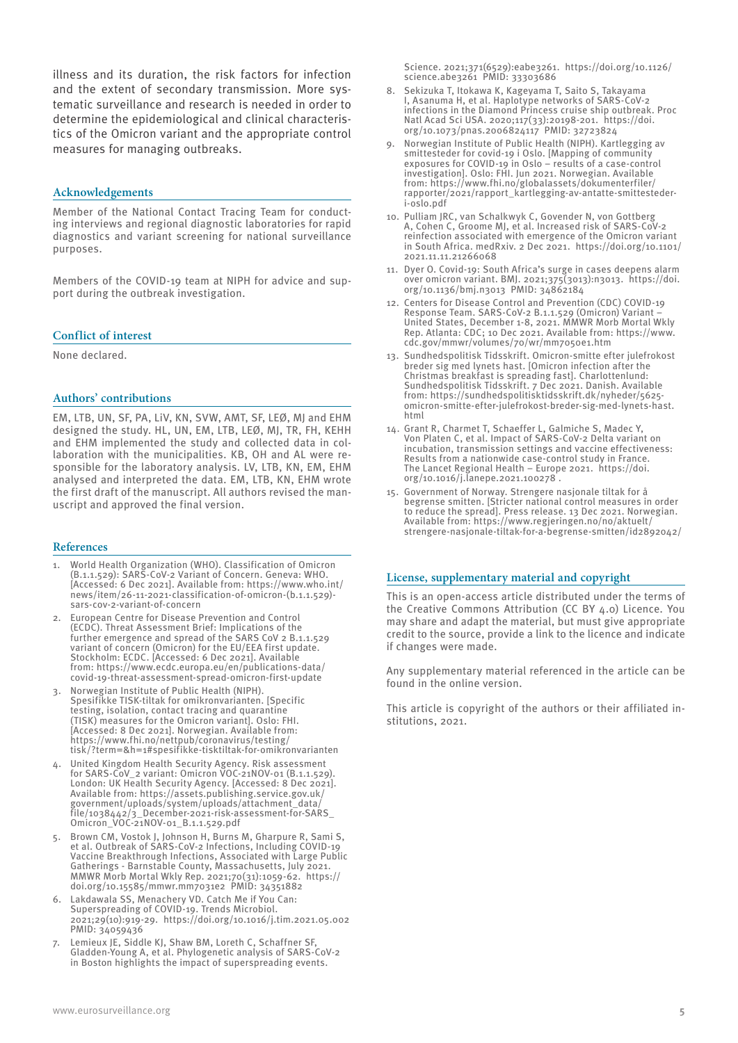illness and its duration, the risk factors for infection and the extent of secondary transmission. More systematic surveillance and research is needed in order to determine the epidemiological and clinical characteristics of the Omicron variant and the appropriate control measures for managing outbreaks.

## Acknowledgements

Member of the National Contact Tracing Team for conducting interviews and regional diagnostic laboratories for rapid diagnostics and variant screening for national surveillance purposes.

Members of the COVID-19 team at NIPH for advice and support during the outbreak investigation.

## Conflict of interest

None declared.

## Authors' contributions

EM, LTB, UN, SF, PA, LiV, KN, SVW, AMT, SF, LEØ, MJ and EHM designed the study. HL, UN, EM, LTB, LEØ, MJ, TR, FH, KEHH and EHM implemented the study and collected data in collaboration with the municipalities. KB, OH and AL were responsible for the laboratory analysis. LV, LTB, KN, EM, EHM analysed and interpreted the data. EM, LTB, KN, EHM wrote the first draft of the manuscript. All authors revised the manuscript and approved the final version.

## References

1. World Health Organization (WHO). Classification of Omicron (B.1.1.529): SARS-CoV-2 Variant of Concern. Geneva: WHO. [Accessed: 6 Dec 2021]. Available from: https://www.who.int/news/item/26-11-2021-classification-of-omicron-(b.1.1.529)-sars-cov-2-variant-of-concern
2. European Centre for Disease Prevention and Control (ECDC). Threat Assessment Brief: Implications of the further emergence and spread of the SARS CoV 2 B.1.1.529 variant of concern (Omicron) for the EU/EEA first update. Stockholm: ECDC. [Accessed: 6 Dec 2021]. Available from: https://www.ecdc.europa.eu/en/publications-data/covid-19-threat-assessment-spread-omicron-first-update
3. Norwegian Institute of Public Health (NIPH). Spesifikke TISK-tiltak for omikronvarianten. [Specific testing, isolation, contact tracing and quarantine (TISK) measures for the Omicron variant]. Oslo: FHI. [Accessed: 8 Dec 2021]. Norwegian. Available from: https://www.fhi.no/nettpub/coronavirus/testing/tisk/?term=&h=1#spesifikke-tisktiltak-for-omikronvarianten
4. United Kingdom Health Security Agency. Risk assessment for SARS-CoV_2 variant: Omicron VOC-21NOV-01 (B.1.1.529). London: UK Health Security Agency. [Accessed: 8 Dec 2021]. Available from: https://assets.publishing.service.gov.uk/government/uploads/system/uploads/attachment_data/file/1038442/3_December-2021-risk-assessment-for-SARS_Omicron_VOC-21NOV-01_B.1.1.529.pdf
5. Brown CM, Vostok J, Johnson H, Burns M, Gharpure R, Sami S, et al. Outbreak of SARS-CoV-2 Infections, Including COVID-19 Vaccine Breakthrough Infections, Associated with Large Public Gatherings - Barnstable County, Massachusetts, July 2021. MMWR Morb Mortal Wkly Rep. 2021;70(31):1059-62. https://doi.org/10.15585/mmwr.mm7031e2 PMID: 34351882
6. Lakdawala SS, Menachery VD. Catch Me if You Can: Superspreading of COVID-19. Trends Microbiol. 2021;29(10):919-29. https://doi.org/10.1016/j.tim.2021.05.002 PMID: 34059436
7. Lemieux JE, Siddle KJ, Shaw BM, Loreth C, Schaffner SF, Gladden-Young A, et al. Phylogenetic analysis of SARS-CoV-2 in Boston highlights the impact of superspreading events. Science. 2021;371(6529):eabe3261. https://doi.org/10.1126/science.abe3261 PMID: 33303686
8. Sekizuka T, Itokawa K, Kageyama T, Saito S, Takayama I, Asanuma H, et al. Haplotype networks of SARS-CoV-2 infections in the Diamond Princess cruise ship outbreak. Proc Natl Acad Sci USA. 2020;117(33):20198-201. https://doi.org/10.1073/pnas.2006824117 PMID: 32723824
9. Norwegian Institute of Public Health (NIPH). Kartlegging av smittesteder for covid-19 i Oslo. [Mapping of community exposures for COVID-19 in Oslo – results of a case-control investigation]. Oslo: FHI. Jun 2021. Norwegian. Available from: https://www.fhi.no/globalassets/dokumenterfiler/rapporter/2021/rapport_kartlegging-av-antatte-smittesteder-i-oslo.pdf
10. Pulliam JRC, van Schalkwyk C, Govender N, von Gottberg A, Cohen C, Groome MJ, et al. Increased risk of SARS-CoV-2 reinfection associated with emergence of the Omicron variant in South Africa. medRxiv. 2 Dec 2021. https://doi.org/10.1101/2021.11.11.21266068
11. Dyer O. Covid-19: South Africa's surge in cases deepens alarm over omicron variant. BMJ. 2021;375(3013):n3013. https://doi.org/10.1136/bmj.n3013 PMID: 34862184
12. Centers for Disease Control and Prevention (CDC) COVID-19 Response Team. SARS-CoV-2 B.1.1.529 (Omicron) Variant – United States, December 1-8, 2021. MMWR Morb Mortal Wkly Rep. Atlanta: CDC; 10 Dec 2021. Available from: https://www.cdc.gov/mmwr/volumes/70/wr/mm7050e1.htm
13. Sundhedspolitisk Tidsskrift. Omicron-smitte efter julefrokost breder sig med lynets hast. [Omicron infection after the Christmas breakfast is spreading fast]. Charlottenlund: Sundhedspolitisk Tidsskrift. 7 Dec 2021. Danish. Available from: https://sundhedspolitisktidsskrift.dk/nyheder/5625-omicron-smitte-efter-julefrokost-breder-sig-med-lynets-hast.html
14. Grant R, Charmet T, Schaeffer L, Galmiche S, Madec Y, Von Platen C, et al. Impact of SARS-CoV-2 Delta variant on incubation, transmission settings and vaccine effectiveness: Results from a nationwide case-control study in France. The Lancet Regional Health – Europe 2021. https://doi.org/10.1016/j.lanepe.2021.100278 .
15. Government of Norway. Strengere nasjonale tiltak for å begrense smitten. [Stricter national control measures in order to reduce the spread]. Press release. 13 Dec 2021. Norwegian. Available from: https://www.regjeringen.no/no/aktuelt/strengere-nasjonale-tiltak-for-a-begrense-smitten/id2892042/

## License, supplementary material and copyright

This is an open-access article distributed under the terms of the Creative Commons Attribution (CC BY 4.0) Licence. You may share and adapt the material, but must give appropriate credit to the source, provide a link to the licence and indicate if changes were made.

Any supplementary material referenced in the article can be found in the online version.

This article is copyright of the authors or their affiliated institutions, 2021.